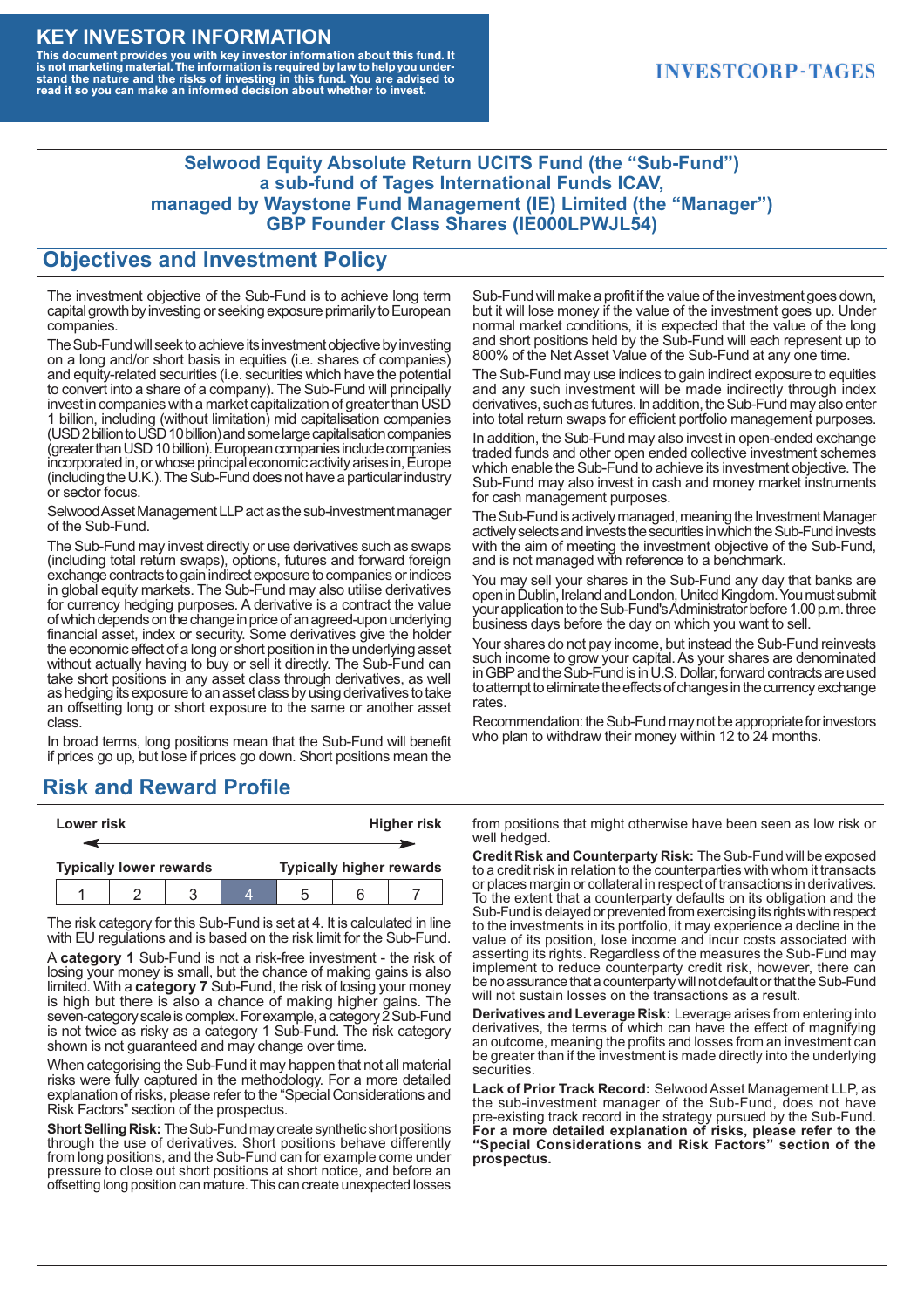# KEY INVESTOR INFORMATION

**This document provides you with key investor information about this fund. It is not marketing material. The information is required by law to help you understand the nature and the risks of investing in this fund. You are advised to read it so you can make an informed decision about whether to invest.**

INVESTCORP-TAGES

## Selwood Equity Absolute Return UCITS Fund (the "Sub-Fund") a sub-fund of Tages International Funds ICAV, managed by Waystone Fund Management (IE) Limited (the "Manager") GBP Founder Class Shares (IE000LPWJL54)

## Objectives and Investment Policy

The investment objective of the Sub-Fund is to achieve long term capital growth by investing or seeking exposure primarily to European companies.

The Sub-Fund will seek to achieve its investment objective by investing on a long and/or short basis in equities (i.e. shares of companies) and equity-related securities (i.e. securities which have the potential to convert into a share of a company). The Sub-Fund will principally invest in companies with a market capitalization of greater than USD 1 billion, including (without limitation) mid capitalisation companies (USD 2 billion to USD 10 billion) and some large capitalisation companies (greater than USD 10 billion). European companies include companies incorporated in, or whose principal economic activity arises in, Europe (including the U.K.). The Sub-Fund does not have a particular industry or sector focus.

Selwood Asset Management LLP act as the sub-investment manager of the Sub-Fund.

The Sub-Fund may invest directly or use derivatives such as swaps (including total return swaps), options, futures and forward foreign exchange contracts to gain indirect exposure to companies or indices in global equity markets. The Sub-Fund may also utilise derivatives for currency hedging purposes. A derivative is a contract the value of which depends on the change in price of an agreed-upon underlying financial asset, index or security. Some derivatives give the holder the economic effect of a long or short position in the underlying asset without actually having to buy or sell it directly. The Sub-Fund can take short positions in any asset class through derivatives, as well as hedging its exposure to an asset class by using derivatives to take an offsetting long or short exposure to the same or another asset class.

In broad terms, long positions mean that the Sub-Fund will benefit if prices go up, but lose if prices go down. Short positions mean the Sub-Fund will make a profit if the value of the investment goes down, but it will lose money if the value of the investment goes up. Under normal market conditions, it is expected that the value of the long and short positions held by the Sub-Fund will each represent up to 800% of the Net Asset Value of the Sub-Fund at any one time.

The Sub-Fund may use indices to gain indirect exposure to equities and any such investment will be made indirectly through index derivatives, such as futures. In addition, the Sub-Fund may also enter into total return swaps for efficient portfolio management purposes.

In addition, the Sub-Fund may also invest in open-ended exchange traded funds and other open ended collective investment schemes which enable the Sub-Fund to achieve its investment objective. The Sub-Fund may also invest in cash and money market instruments for cash management purposes.

The Sub-Fund is actively managed, meaning the Investment Manager actively selects and invests the securities in which the Sub-Fund invests with the aim of meeting the investment objective of the Sub-Fund, and is not managed with reference to a benchmark.

You may sell your shares in the Sub-Fund any day that banks are open in Dublin, Ireland and London, United Kingdom. You must submit your application to the Sub-Fund's Administrator before 1.00 p.m. three business days before the day on which you want to sell.

Your shares do not pay income, but instead the Sub-Fund reinvests such income to grow your capital. As your shares are denominated in GBP and the Sub-Fund is in U.S. Dollar, forward contracts are used to attempt to eliminate the effects of changes in the currency exchange rates.

Recommendation: the Sub-Fund may not be appropriate for investors who plan to withdraw their money within 12 to 24 months.

## Risk and Reward Profile

| Lower risk | | | | | | Higher risk |
|---|---|---|---|---|---|---|
| Typically lower rewards | | | | | | Typically higher rewards |
| 1 | 2 | 3 | **4** | 5 | 6 | 7 |

The risk category for this Sub-Fund is set at 4. It is calculated in line with EU regulations and is based on the risk limit for the Sub-Fund.

A **category 1** Sub-Fund is not a risk-free investment - the risk of losing your money is small, but the chance of making gains is also limited. With a **category 7** Sub-Fund, the risk of losing your money is high but there is also a chance of making higher gains. The seven-category scale is complex. For example, a category 2 Sub-Fund is not twice as risky as a category 1 Sub-Fund. The risk category shown is not guaranteed and may change over time.

When categorising the Sub-Fund it may happen that not all material risks were fully captured in the methodology. For a more detailed explanation of risks, please refer to the "Special Considerations and Risk Factors" section of the prospectus.

**Short Selling Risk:** The Sub-Fund may create synthetic short positions through the use of derivatives. Short positions behave differently from long positions, and the Sub-Fund can for example come under pressure to close out short positions at short notice, and before an offsetting long position can mature. This can create unexpected losses from positions that might otherwise have been seen as low risk or well hedged.

**Credit Risk and Counterparty Risk:** The Sub-Fund will be exposed to a credit risk in relation to the counterparties with whom it transacts or places margin or collateral in respect of transactions in derivatives. To the extent that a counterparty defaults on its obligation and the Sub-Fund is delayed or prevented from exercising its rights with respect to the investments in its portfolio, it may experience a decline in the value of its position, lose income and incur costs associated with asserting its rights. Regardless of the measures the Sub-Fund may implement to reduce counterparty credit risk, however, there can be no assurance that a counterparty will not default or that the Sub-Fund will not sustain losses on the transactions as a result.

**Derivatives and Leverage Risk:** Leverage arises from entering into derivatives, the terms of which can have the effect of magnifying an outcome, meaning the profits and losses from an investment can be greater than if the investment is made directly into the underlying securities.

**Lack of Prior Track Record:** Selwood Asset Management LLP, as the sub-investment manager of the Sub-Fund, does not have pre-existing track record in the strategy pursued by the Sub-Fund. **For a more detailed explanation of risks, please refer to the "Special Considerations and Risk Factors" section of the prospectus.**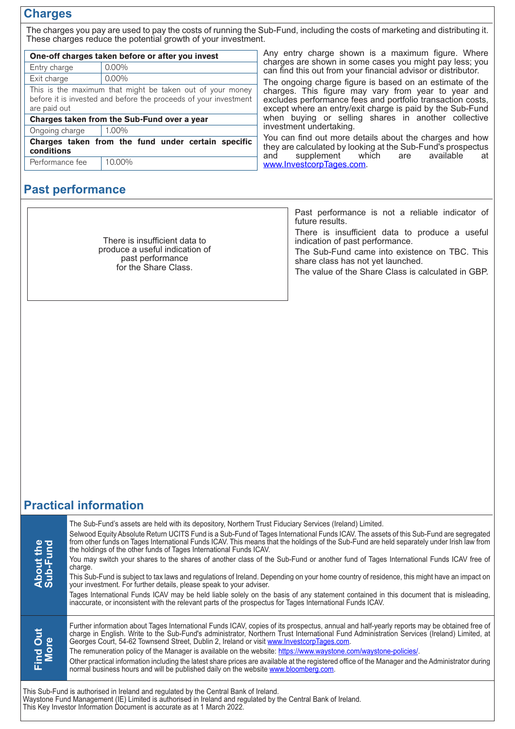## Charges

The charges you pay are used to pay the costs of running the Sub-Fund, including the costs of marketing and distributing it. These charges reduce the potential growth of your investment.

| One-off charges taken before or after you invest | |
|---|---|
| Entry charge | 0.00% |
| Exit charge | 0.00% |
| This is the maximum that might be taken out of your money before it is invested and before the proceeds of your investment are paid out | |
| **Charges taken from the Sub-Fund over a year** | |
| Ongoing charge | 1.00% |
| **Charges taken from the fund under certain specific conditions** | |
| Performance fee | 10.00% |

Any entry charge shown is a maximum figure. Where charges are shown in some cases you might pay less; you can find this out from your financial advisor or distributor.

The ongoing charge figure is based on an estimate of the charges. This figure may vary from year to year and excludes performance fees and portfolio transaction costs, except where an entry/exit charge is paid by the Sub-Fund when buying or selling shares in another collective investment undertaking.

You can find out more details about the charges and how they are calculated by looking at the Sub-Fund's prospectus and supplement which are available at www.InvestcorpTages.com.

## Past performance

There is insufficient data to produce a useful indication of past performance for the Share Class.

Past performance is not a reliable indicator of future results.

There is insufficient data to produce a useful indication of past performance.

The Sub-Fund came into existence on TBC. This share class has not yet launched.

The value of the Share Class is calculated in GBP.

## Practical information

### About the Sub-Fund

The Sub-Fund's assets are held with its depository, Northern Trust Fiduciary Services (Ireland) Limited.

Selwood Equity Absolute Return UCITS Fund is a Sub-Fund of Tages International Funds ICAV. The assets of this Sub-Fund are segregated from other funds on Tages International Funds ICAV. This means that the holdings of the Sub-Fund are held separately under Irish law from the holdings of the other funds of Tages International Funds ICAV.

You may switch your shares to the shares of another class of the Sub-Fund or another fund of Tages International Funds ICAV free of charge.

This Sub-Fund is subject to tax laws and regulations of Ireland. Depending on your home country of residence, this might have an impact on your investment. For further details, please speak to your adviser.

Tages International Funds ICAV may be held liable solely on the basis of any statement contained in this document that is misleading, inaccurate, or inconsistent with the relevant parts of the prospectus for Tages International Funds ICAV.

### Find Out More

Further information about Tages International Funds ICAV, copies of its prospectus, annual and half-yearly reports may be obtained free of charge in English. Write to the Sub-Fund's administrator, Northern Trust International Fund Administration Services (Ireland) Limited, at Georges Court, 54-62 Townsend Street, Dublin 2, Ireland or visit www.InvestcorpTages.com.

The remuneration policy of the Manager is available on the website: https://www.waystone.com/waystone-policies/.

Other practical information including the latest share prices are available at the registered office of the Manager and the Administrator during normal business hours and will be published daily on the website www.bloomberg.com.

This Sub-Fund is authorised in Ireland and regulated by the Central Bank of Ireland.
Waystone Fund Management (IE) Limited is authorised in Ireland and regulated by the Central Bank of Ireland.
This Key Investor Information Document is accurate as at 1 March 2022.